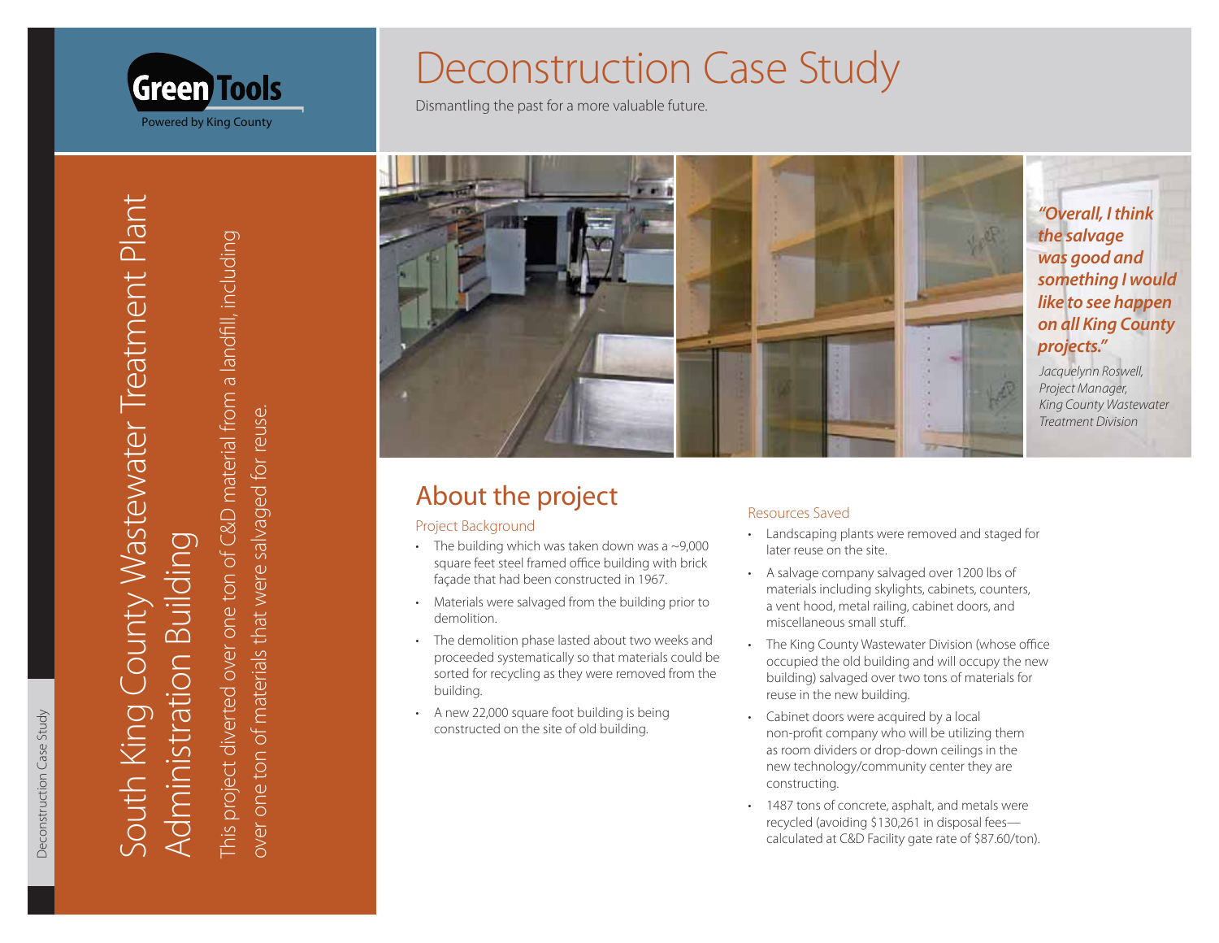Green Tools

Powered by King County

# Deconstruction Case Study

Dismantling the past for a more valuable future.

## South King County Wastewater Treatment Plant Administration Building

This project diverted over one ton of C&D material from a landfill, including over one ton of materials that were salvaged for reuse.

***"Overall, I think the salvage was good and something I would like to see happen on all King County projects."***

*Jacquelynn Roswell, Project Manager, King County Wastewater Treatment Division*

## About the project

### Project Background

- The building which was taken down was a ~9,000 square feet steel framed office building with brick façade that had been constructed in 1967.
- Materials were salvaged from the building prior to demolition.
- The demolition phase lasted about two weeks and proceeded systematically so that materials could be sorted for recycling as they were removed from the building.
- A new 22,000 square foot building is being constructed on the site of old building.

### Resources Saved

- Landscaping plants were removed and staged for later reuse on the site.
- A salvage company salvaged over 1200 lbs of materials including skylights, cabinets, counters, a vent hood, metal railing, cabinet doors, and miscellaneous small stuff.
- The King County Wastewater Division (whose office occupied the old building and will occupy the new building) salvaged over two tons of materials for reuse in the new building.
- Cabinet doors were acquired by a local non-profit company who will be utilizing them as room dividers or drop-down ceilings in the new technology/community center they are constructing.
- 1487 tons of concrete, asphalt, and metals were recycled (avoiding $130,261 in disposal fees—calculated at C&D Facility gate rate of $87.60/ton).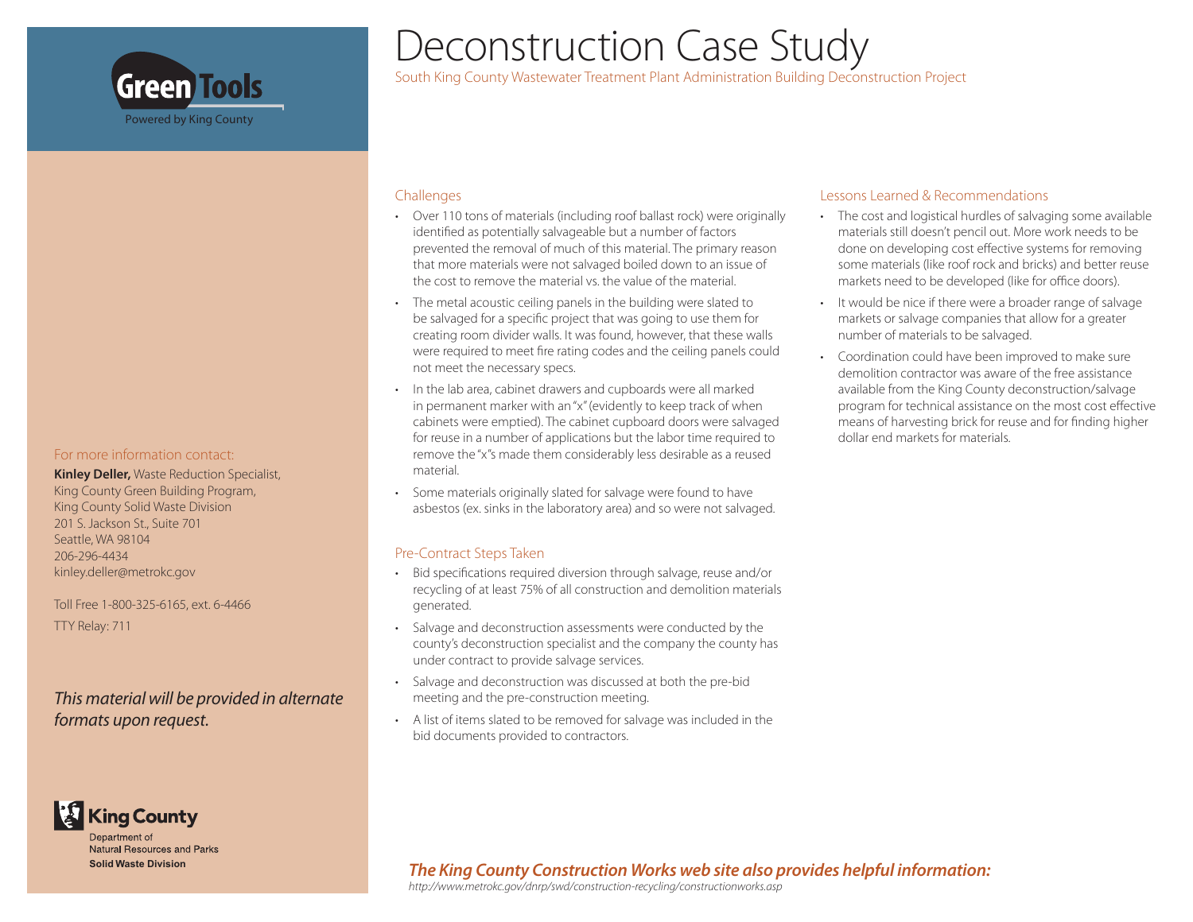Green Tools

Powered by King County

# Deconstruction Case Study

South King County Wastewater Treatment Plant Administration Building Deconstruction Project

## Challenges

- Over 110 tons of materials (including roof ballast rock) were originally identified as potentially salvageable but a number of factors prevented the removal of much of this material. The primary reason that more materials were not salvaged boiled down to an issue of the cost to remove the material vs. the value of the material.
- The metal acoustic ceiling panels in the building were slated to be salvaged for a specific project that was going to use them for creating room divider walls. It was found, however, that these walls were required to meet fire rating codes and the ceiling panels could not meet the necessary specs.
- In the lab area, cabinet drawers and cupboards were all marked in permanent marker with an "x" (evidently to keep track of when cabinets were emptied). The cabinet cupboard doors were salvaged for reuse in a number of applications but the labor time required to remove the "x"s made them considerably less desirable as a reused material.
- Some materials originally slated for salvage were found to have asbestos (ex. sinks in the laboratory area) and so were not salvaged.

## Pre-Contract Steps Taken

- Bid specifications required diversion through salvage, reuse and/or recycling of at least 75% of all construction and demolition materials generated.
- Salvage and deconstruction assessments were conducted by the county's deconstruction specialist and the company the county has under contract to provide salvage services.
- Salvage and deconstruction was discussed at both the pre-bid meeting and the pre-construction meeting.
- A list of items slated to be removed for salvage was included in the bid documents provided to contractors.

## Lessons Learned & Recommendations

- The cost and logistical hurdles of salvaging some available materials still doesn't pencil out. More work needs to be done on developing cost effective systems for removing some materials (like roof rock and bricks) and better reuse markets need to be developed (like for office doors).
- It would be nice if there were a broader range of salvage markets or salvage companies that allow for a greater number of materials to be salvaged.
- Coordination could have been improved to make sure demolition contractor was aware of the free assistance available from the King County deconstruction/salvage program for technical assistance on the most cost effective means of harvesting brick for reuse and for finding higher dollar end markets for materials.

***The King County Construction Works web site also provides helpful information:***

*http://www.metrokc.gov/dnrp/swd/construction-recycling/constructionworks.asp*

For more information contact:

**Kinley Deller,** Waste Reduction Specialist,
King County Green Building Program,
King County Solid Waste Division
201 S. Jackson St., Suite 701
Seattle, WA 98104
206-296-4434
kinley.deller@metrokc.gov

Toll Free 1-800-325-6165, ext. 6-4466

TTY Relay: 711

*This material will be provided in alternate formats upon request.*

King County
Department of
Natural Resources and Parks
**Solid Waste Division**